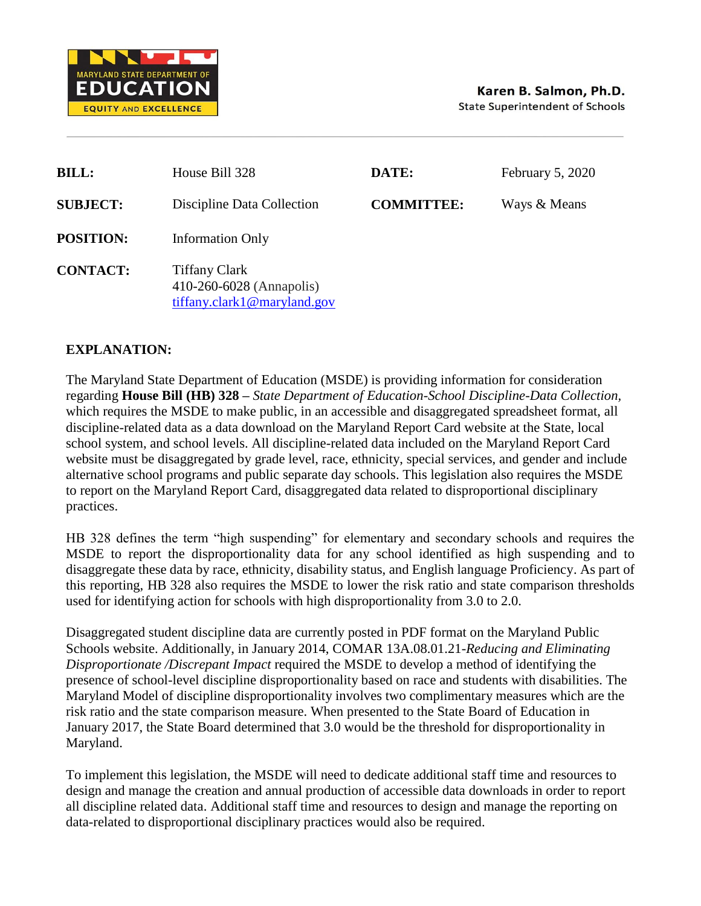MARYLAND STATE DEPARTMENT OF
EDUCATION
EQUITY AND EXCELLENCE

**Karen B. Salmon, Ph.D.**
State Superintendent of Schools

| | | | |
|---|---|---|---|
| **BILL:** | House Bill 328 | **DATE:** | February 5, 2020 |
| **SUBJECT:** | Discipline Data Collection | **COMMITTEE:** | Ways & Means |
| **POSITION:** | Information Only | | |
| **CONTACT:** | Tiffany Clark<br>410-260-6028 (Annapolis)<br>tiffany.clark1@maryland.gov | | |

**EXPLANATION:**

The Maryland State Department of Education (MSDE) is providing information for consideration regarding **House Bill (HB) 328 –** *State Department of Education-School Discipline-Data Collection,* which requires the MSDE to make public, in an accessible and disaggregated spreadsheet format, all discipline-related data as a data download on the Maryland Report Card website at the State, local school system, and school levels. All discipline-related data included on the Maryland Report Card website must be disaggregated by grade level, race, ethnicity, special services, and gender and include alternative school programs and public separate day schools. This legislation also requires the MSDE to report on the Maryland Report Card, disaggregated data related to disproportional disciplinary practices.

HB 328 defines the term "high suspending" for elementary and secondary schools and requires the MSDE to report the disproportionality data for any school identified as high suspending and to disaggregate these data by race, ethnicity, disability status, and English language Proficiency. As part of this reporting, HB 328 also requires the MSDE to lower the risk ratio and state comparison thresholds used for identifying action for schools with high disproportionality from 3.0 to 2.0.

Disaggregated student discipline data are currently posted in PDF format on the Maryland Public Schools website. Additionally, in January 2014, COMAR 13A.08.01.21-*Reducing and Eliminating Disproportionate /Discrepant Impact* required the MSDE to develop a method of identifying the presence of school-level discipline disproportionality based on race and students with disabilities. The Maryland Model of discipline disproportionality involves two complimentary measures which are the risk ratio and the state comparison measure. When presented to the State Board of Education in January 2017, the State Board determined that 3.0 would be the threshold for disproportionality in Maryland.

To implement this legislation, the MSDE will need to dedicate additional staff time and resources to design and manage the creation and annual production of accessible data downloads in order to report all discipline related data. Additional staff time and resources to design and manage the reporting on data-related to disproportional disciplinary practices would also be required.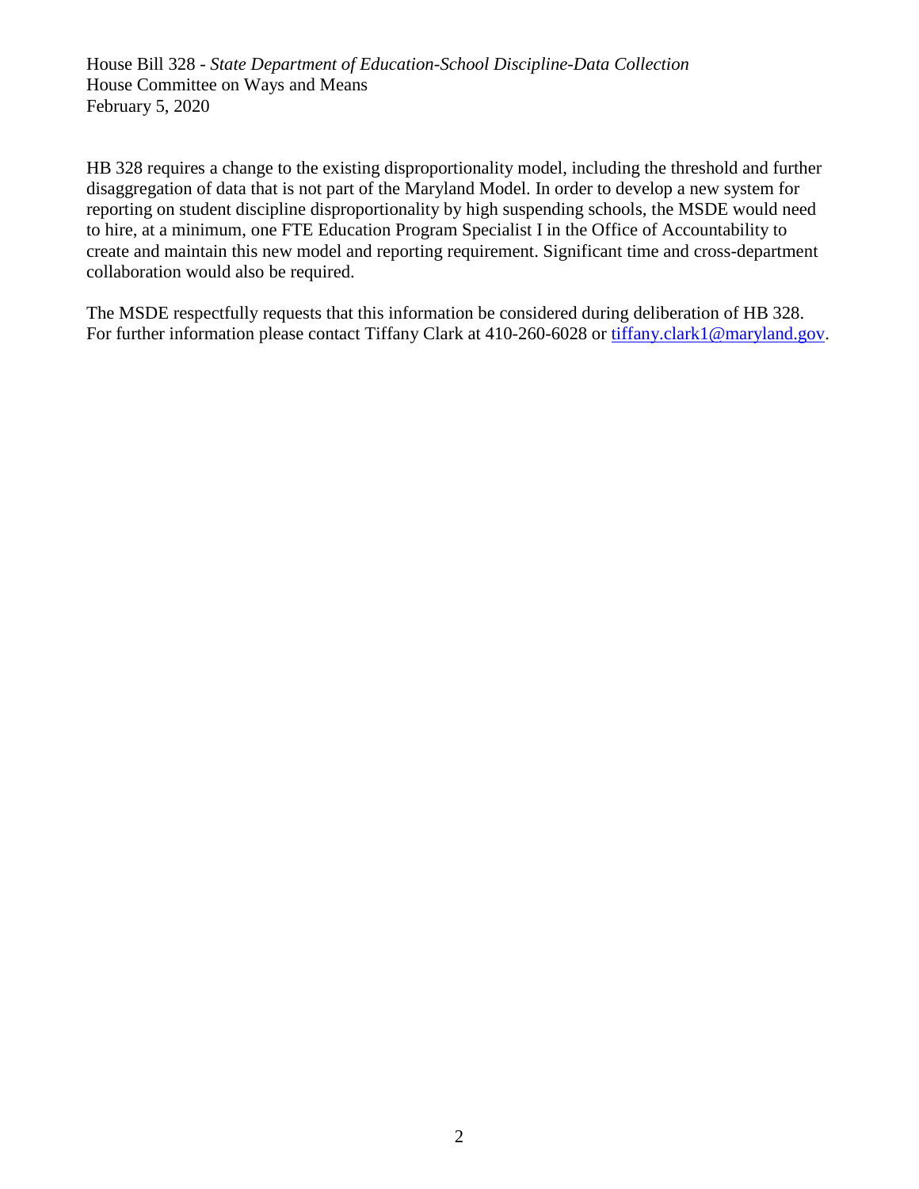House Bill 328 - *State Department of Education-School Discipline-Data Collection*
House Committee on Ways and Means
February 5, 2020

HB 328 requires a change to the existing disproportionality model, including the threshold and further disaggregation of data that is not part of the Maryland Model. In order to develop a new system for reporting on student discipline disproportionality by high suspending schools, the MSDE would need to hire, at a minimum, one FTE Education Program Specialist I in the Office of Accountability to create and maintain this new model and reporting requirement. Significant time and cross-department collaboration would also be required.

The MSDE respectfully requests that this information be considered during deliberation of HB 328. For further information please contact Tiffany Clark at 410-260-6028 or [tiffany.clark1@maryland.gov](mailto:tiffany.clark1@maryland.gov).